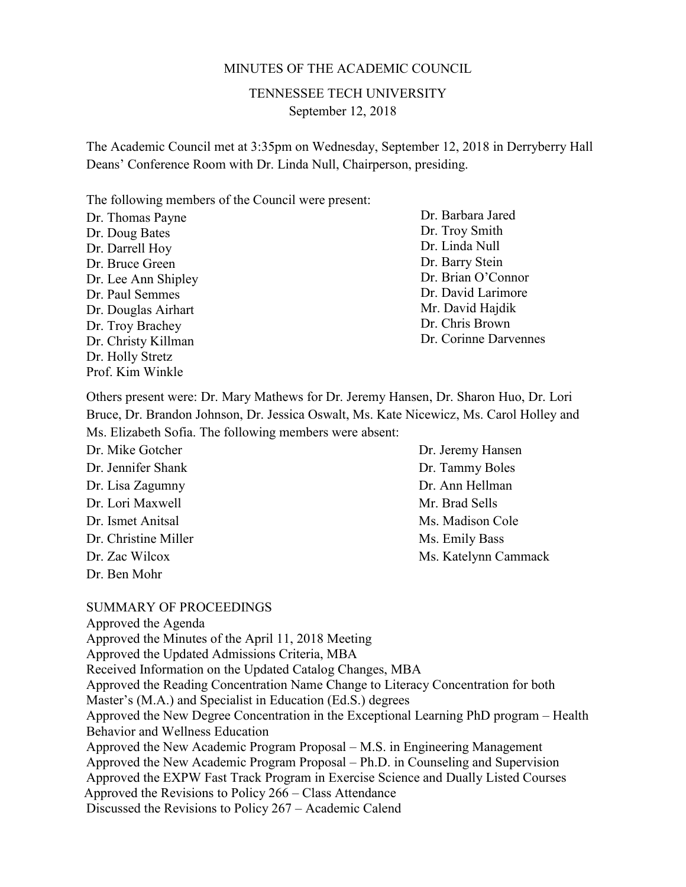MINUTES OF THE ACADEMIC COUNCIL

TENNESSEE TECH UNIVERSITY
September 12, 2018

The Academic Council met at 3:35pm on Wednesday, September 12, 2018 in Derryberry Hall Deans' Conference Room with Dr. Linda Null, Chairperson, presiding.

The following members of the Council were present:

Dr. Thomas Payne
Dr. Doug Bates
Dr. Darrell Hoy
Dr. Bruce Green
Dr. Lee Ann Shipley
Dr. Paul Semmes
Dr. Douglas Airhart
Dr. Troy Brachey
Dr. Christy Killman
Dr. Holly Stretz
Prof. Kim Winkle
Dr. Barbara Jared
Dr. Troy Smith
Dr. Linda Null
Dr. Barry Stein
Dr. Brian O'Connor
Dr. David Larimore
Mr. David Hajdik
Dr. Chris Brown
Dr. Corinne Darvennes

Others present were: Dr. Mary Mathews for Dr. Jeremy Hansen, Dr. Sharon Huo, Dr. Lori Bruce, Dr. Brandon Johnson, Dr. Jessica Oswalt, Ms. Kate Nicewicz, Ms. Carol Holley and Ms. Elizabeth Sofia. The following members were absent:

Dr. Mike Gotcher
Dr. Jennifer Shank
Dr. Lisa Zagumny
Dr. Lori Maxwell
Dr. Ismet Anitsal
Dr. Christine Miller
Dr. Zac Wilcox
Dr. Ben Mohr
Dr. Jeremy Hansen
Dr. Tammy Boles
Dr. Ann Hellman
Mr. Brad Sells
Ms. Madison Cole
Ms. Emily Bass
Ms. Katelynn Cammack

SUMMARY OF PROCEEDINGS

Approved the Agenda
Approved the Minutes of the April 11, 2018 Meeting
Approved the Updated Admissions Criteria, MBA
Received Information on the Updated Catalog Changes, MBA
Approved the Reading Concentration Name Change to Literacy Concentration for both Master's (M.A.) and Specialist in Education (Ed.S.) degrees
Approved the New Degree Concentration in the Exceptional Learning PhD program – Health Behavior and Wellness Education
Approved the New Academic Program Proposal – M.S. in Engineering Management
Approved the New Academic Program Proposal – Ph.D. in Counseling and Supervision
Approved the EXPW Fast Track Program in Exercise Science and Dually Listed Courses
Approved the Revisions to Policy 266 – Class Attendance
Discussed the Revisions to Policy 267 – Academic Calend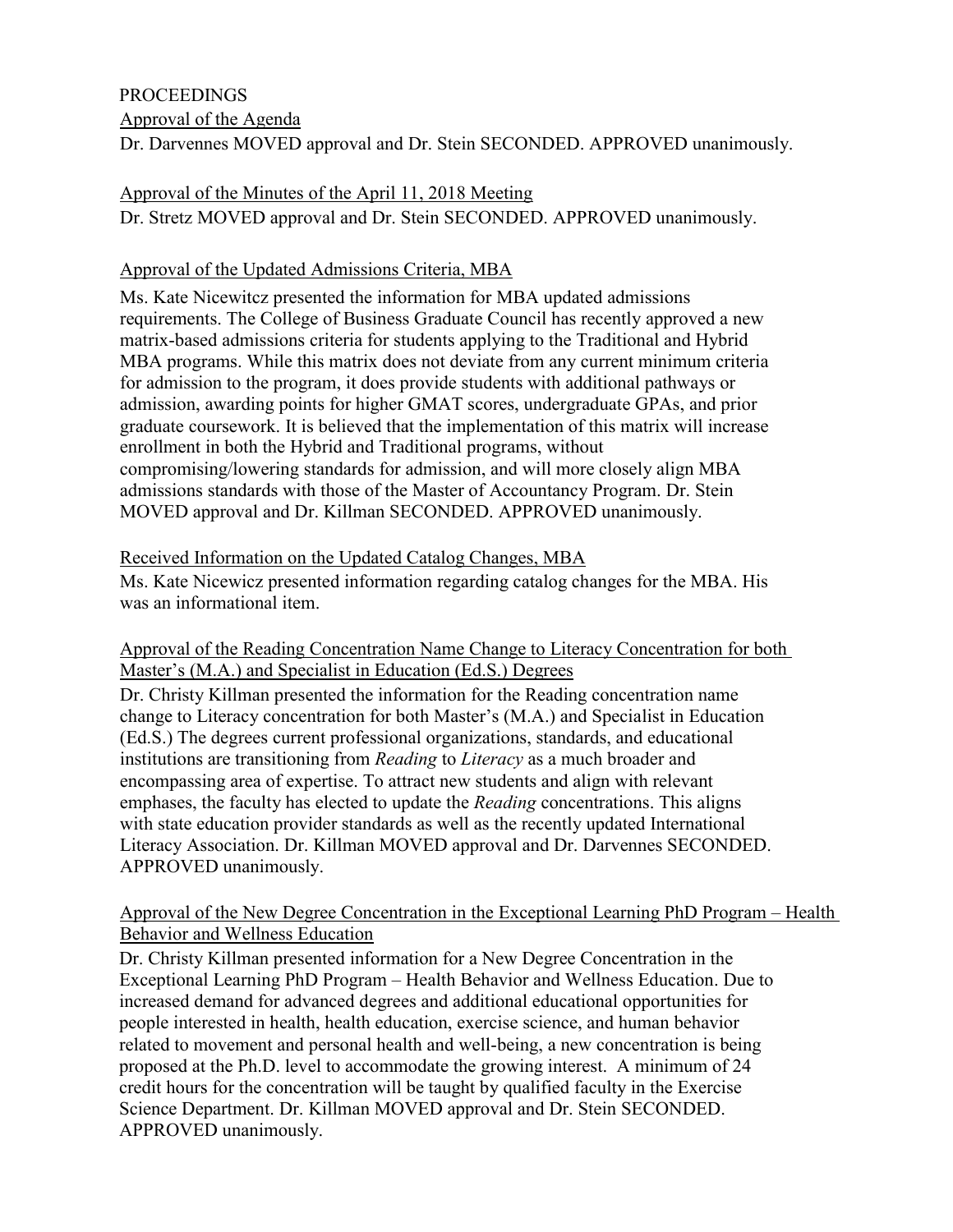PROCEEDINGS

Approval of the Agenda

Dr. Darvennes MOVED approval and Dr. Stein SECONDED. APPROVED unanimously.

Approval of the Minutes of the April 11, 2018 Meeting

Dr. Stretz MOVED approval and Dr. Stein SECONDED. APPROVED unanimously.

Approval of the Updated Admissions Criteria, MBA

Ms. Kate Nicewitcz presented the information for MBA updated admissions requirements. The College of Business Graduate Council has recently approved a new matrix-based admissions criteria for students applying to the Traditional and Hybrid MBA programs. While this matrix does not deviate from any current minimum criteria for admission to the program, it does provide students with additional pathways or admission, awarding points for higher GMAT scores, undergraduate GPAs, and prior graduate coursework. It is believed that the implementation of this matrix will increase enrollment in both the Hybrid and Traditional programs, without compromising/lowering standards for admission, and will more closely align MBA admissions standards with those of the Master of Accountancy Program. Dr. Stein MOVED approval and Dr. Killman SECONDED. APPROVED unanimously.

Received Information on the Updated Catalog Changes, MBA

Ms. Kate Nicewicz presented information regarding catalog changes for the MBA. His was an informational item.

Approval of the Reading Concentration Name Change to Literacy Concentration for both Master's (M.A.) and Specialist in Education (Ed.S.) Degrees

Dr. Christy Killman presented the information for the Reading concentration name change to Literacy concentration for both Master's (M.A.) and Specialist in Education (Ed.S.) The degrees current professional organizations, standards, and educational institutions are transitioning from *Reading* to *Literacy* as a much broader and encompassing area of expertise. To attract new students and align with relevant emphases, the faculty has elected to update the *Reading* concentrations. This aligns with state education provider standards as well as the recently updated International Literacy Association. Dr. Killman MOVED approval and Dr. Darvennes SECONDED. APPROVED unanimously.

Approval of the New Degree Concentration in the Exceptional Learning PhD Program – Health Behavior and Wellness Education

Dr. Christy Killman presented information for a New Degree Concentration in the Exceptional Learning PhD Program – Health Behavior and Wellness Education. Due to increased demand for advanced degrees and additional educational opportunities for people interested in health, health education, exercise science, and human behavior related to movement and personal health and well-being, a new concentration is being proposed at the Ph.D. level to accommodate the growing interest. A minimum of 24 credit hours for the concentration will be taught by qualified faculty in the Exercise Science Department. Dr. Killman MOVED approval and Dr. Stein SECONDED. APPROVED unanimously.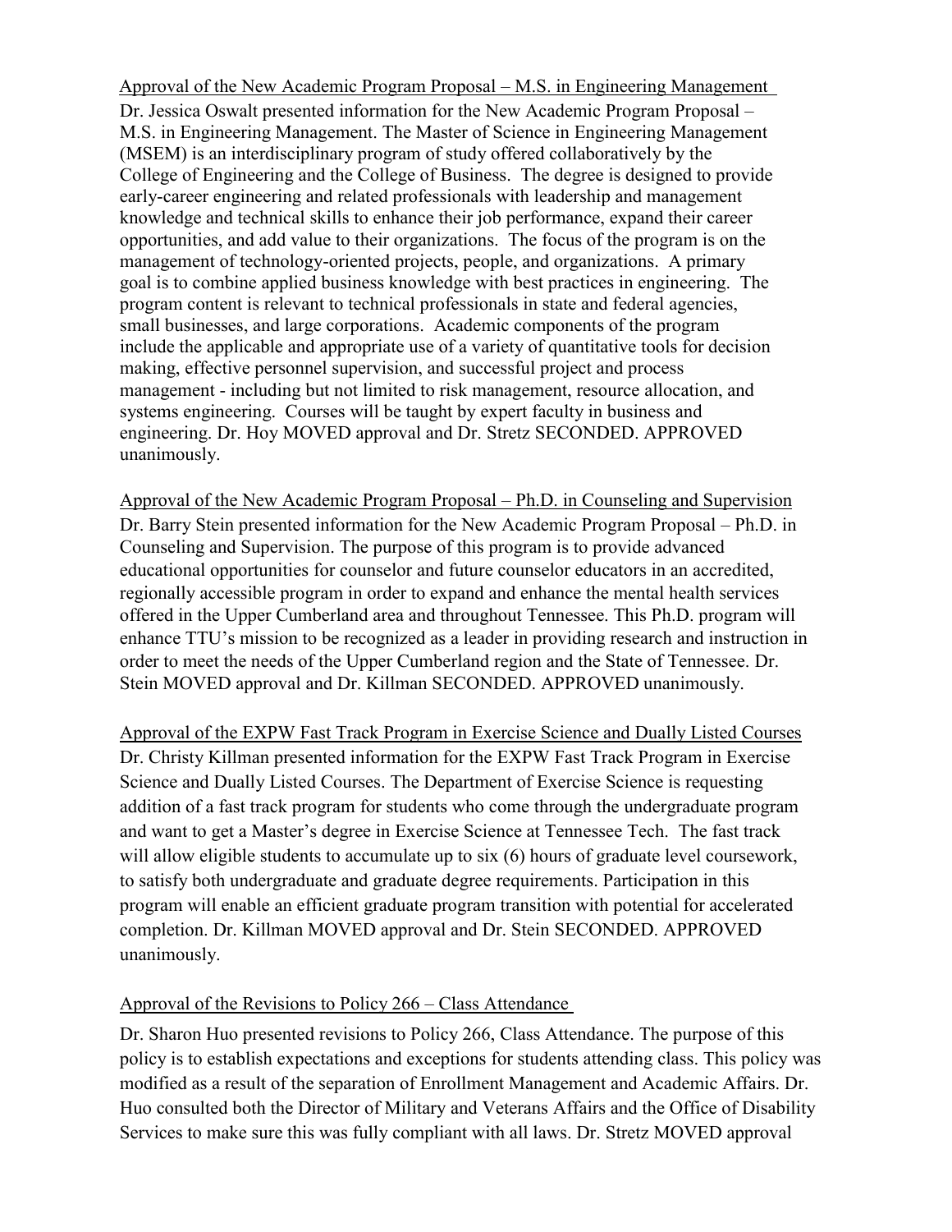Approval of the New Academic Program Proposal – M.S. in Engineering Management

Dr. Jessica Oswalt presented information for the New Academic Program Proposal – M.S. in Engineering Management. The Master of Science in Engineering Management (MSEM) is an interdisciplinary program of study offered collaboratively by the College of Engineering and the College of Business. The degree is designed to provide early-career engineering and related professionals with leadership and management knowledge and technical skills to enhance their job performance, expand their career opportunities, and add value to their organizations. The focus of the program is on the management of technology-oriented projects, people, and organizations. A primary goal is to combine applied business knowledge with best practices in engineering. The program content is relevant to technical professionals in state and federal agencies, small businesses, and large corporations. Academic components of the program include the applicable and appropriate use of a variety of quantitative tools for decision making, effective personnel supervision, and successful project and process management - including but not limited to risk management, resource allocation, and systems engineering. Courses will be taught by expert faculty in business and engineering. Dr. Hoy MOVED approval and Dr. Stretz SECONDED. APPROVED unanimously.

Approval of the New Academic Program Proposal – Ph.D. in Counseling and Supervision

Dr. Barry Stein presented information for the New Academic Program Proposal – Ph.D. in Counseling and Supervision. The purpose of this program is to provide advanced educational opportunities for counselor and future counselor educators in an accredited, regionally accessible program in order to expand and enhance the mental health services offered in the Upper Cumberland area and throughout Tennessee. This Ph.D. program will enhance TTU's mission to be recognized as a leader in providing research and instruction in order to meet the needs of the Upper Cumberland region and the State of Tennessee. Dr. Stein MOVED approval and Dr. Killman SECONDED. APPROVED unanimously.

Approval of the EXPW Fast Track Program in Exercise Science and Dually Listed Courses

Dr. Christy Killman presented information for the EXPW Fast Track Program in Exercise Science and Dually Listed Courses. The Department of Exercise Science is requesting addition of a fast track program for students who come through the undergraduate program and want to get a Master's degree in Exercise Science at Tennessee Tech. The fast track will allow eligible students to accumulate up to six (6) hours of graduate level coursework, to satisfy both undergraduate and graduate degree requirements. Participation in this program will enable an efficient graduate program transition with potential for accelerated completion. Dr. Killman MOVED approval and Dr. Stein SECONDED. APPROVED unanimously.

Approval of the Revisions to Policy 266 – Class Attendance

Dr. Sharon Huo presented revisions to Policy 266, Class Attendance. The purpose of this policy is to establish expectations and exceptions for students attending class. This policy was modified as a result of the separation of Enrollment Management and Academic Affairs. Dr. Huo consulted both the Director of Military and Veterans Affairs and the Office of Disability Services to make sure this was fully compliant with all laws. Dr. Stretz MOVED approval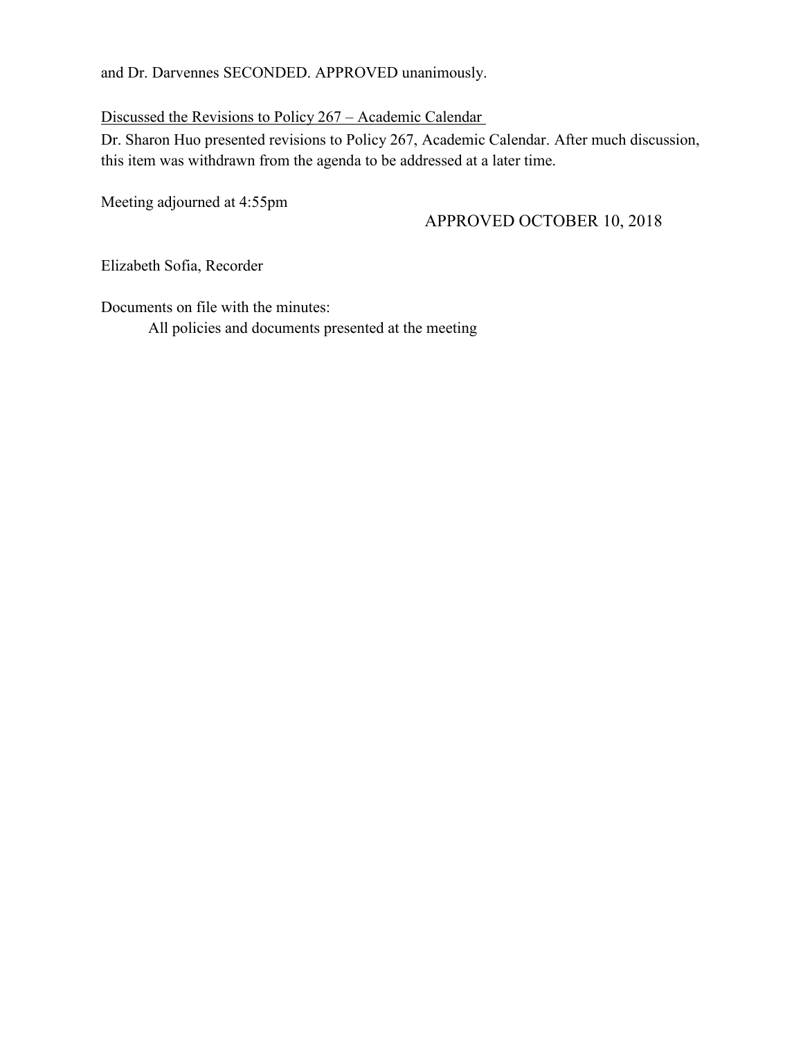and Dr. Darvennes SECONDED. APPROVED unanimously.

Discussed the Revisions to Policy 267 – Academic Calendar

Dr. Sharon Huo presented revisions to Policy 267, Academic Calendar. After much discussion, this item was withdrawn from the agenda to be addressed at a later time.

Meeting adjourned at 4:55pm

APPROVED OCTOBER 10, 2018

Elizabeth Sofia, Recorder

Documents on file with the minutes:

All policies and documents presented at the meeting